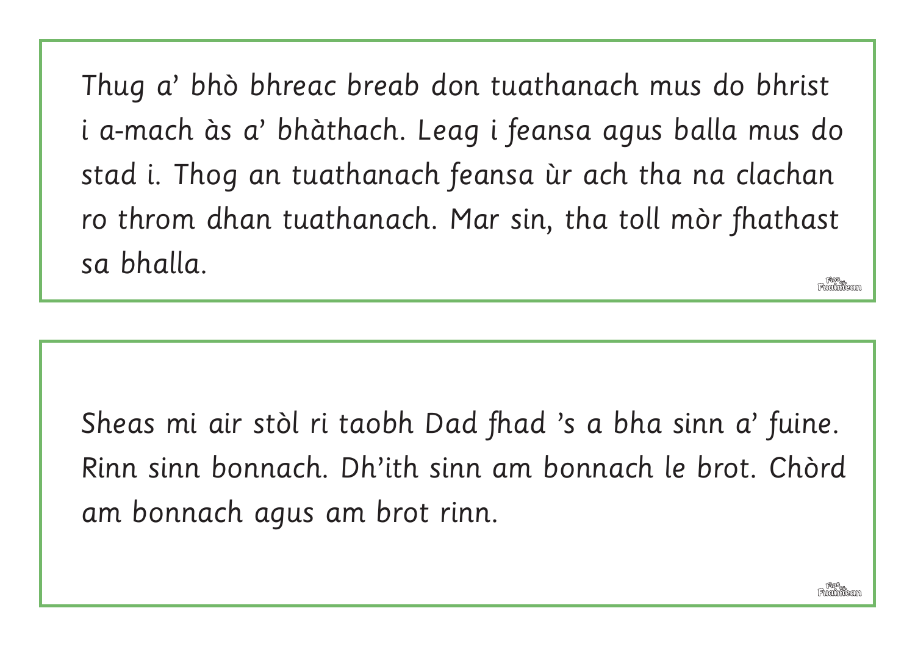Thug a' bhò bhreac breab don tuathanach mus do bhrist i a-mach às a' bhàthach. Leag i feansa agus balla mus do stad i. Thog an tuathanach feansa ùr ach tha na clachan ro throm dhan tuathanach. Mar sin, tha toll mòr fhathast sa bhalla.

Sheas mi air stòl ri taobh Dad fhad 's a bha sinn a' fuine. Rinn sinn bonnach. Dh'ith sinn am bonnach le brot. Chòrd am bonnach agus am brot rinn.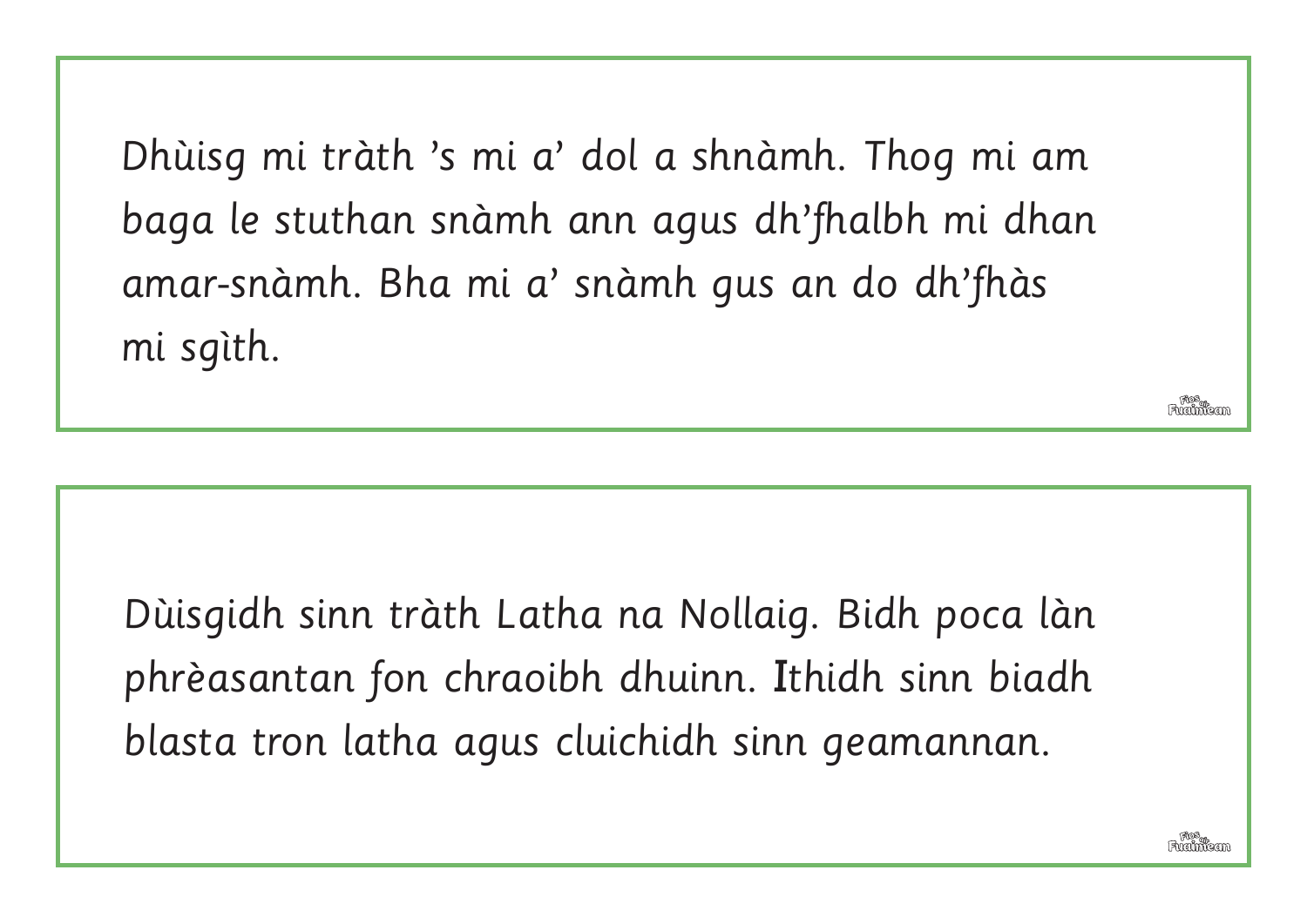Dhùisg mi tràth ’s mi a’ dol a shnàmh. Thog mi am baga le stuthan snàmh ann agus dh’fhalbh mi dhan amar-snàmh. Bha mi a’ snàmh gus an do dh’fhàs mi sgìth.

Dùisgidh sinn tràth Latha na Nollaig. Bidh poca làn phrèasantan fon chraoibh dhuinn. Ithidh sinn biadh blasta tron latha agus cluichidh sinn geamannan.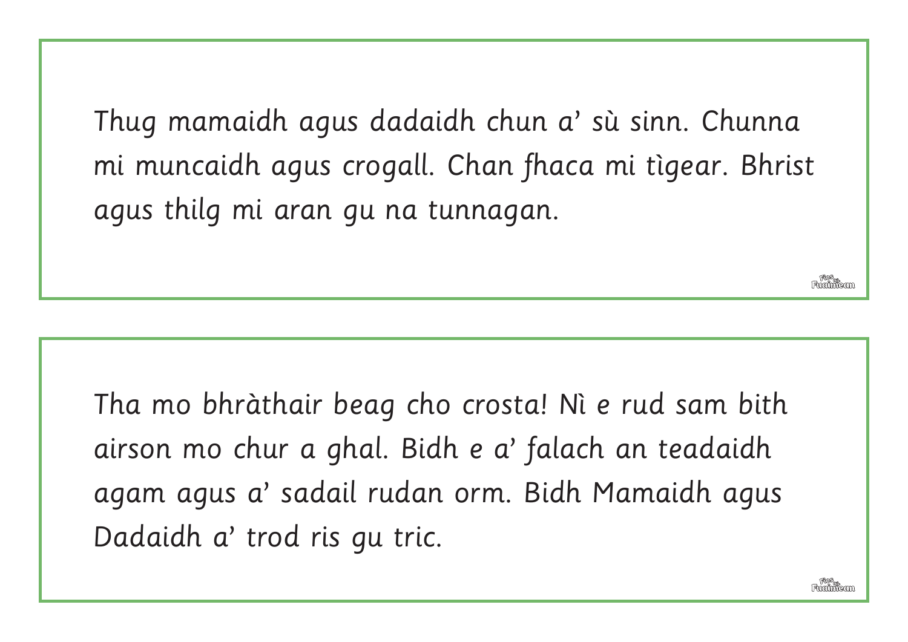Thug mamaidh agus dadaidh chun a' sù sinn. Chunna mi muncaidh agus crogall. Chan fhaca mi tìgear. Bhrist agus thilg mi aran gu na tunnagan.

Tha mo bhràthair beag cho crosta! Nì e rud sam bith airson mo chur a ghal. Bidh e a' falach an teadaidh agam agus a' sadail rudan orm. Bidh Mamaidh agus Dadaidh a' trod ris gu tric.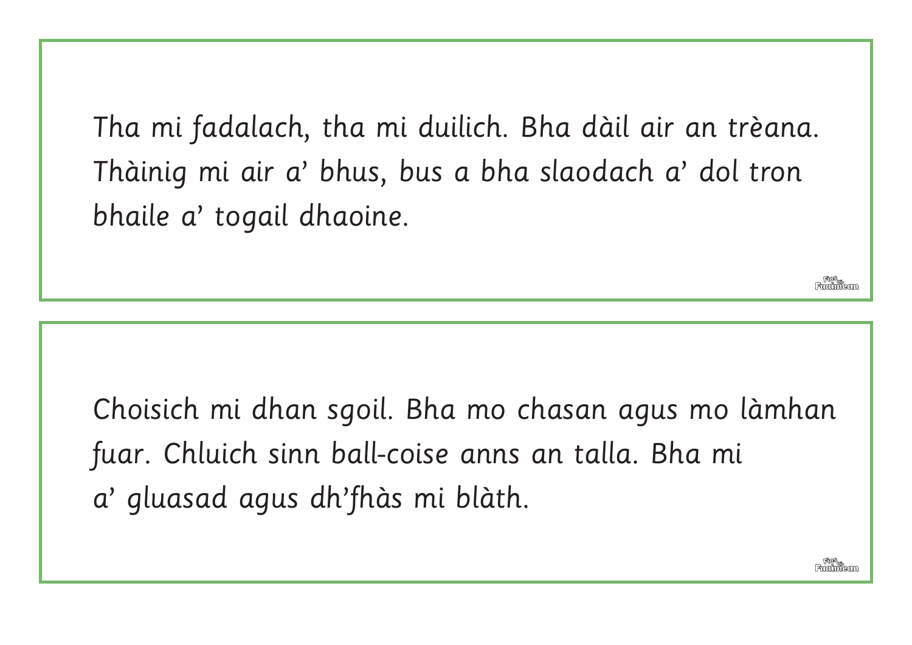Tha mi fadalach, tha mi duilich. Bha dàil air an trèana. Thàinig mi air a' bhus, bus a bha slaodach a' dol tron bhaile a' togail dhaoine.

Choisich mi dhan sgoil. Bha mo chasan agus mo làmhan fuar. Chluich sinn ball-coise anns an talla. Bha mi a' gluasad agus dh'fhàs mi blàth.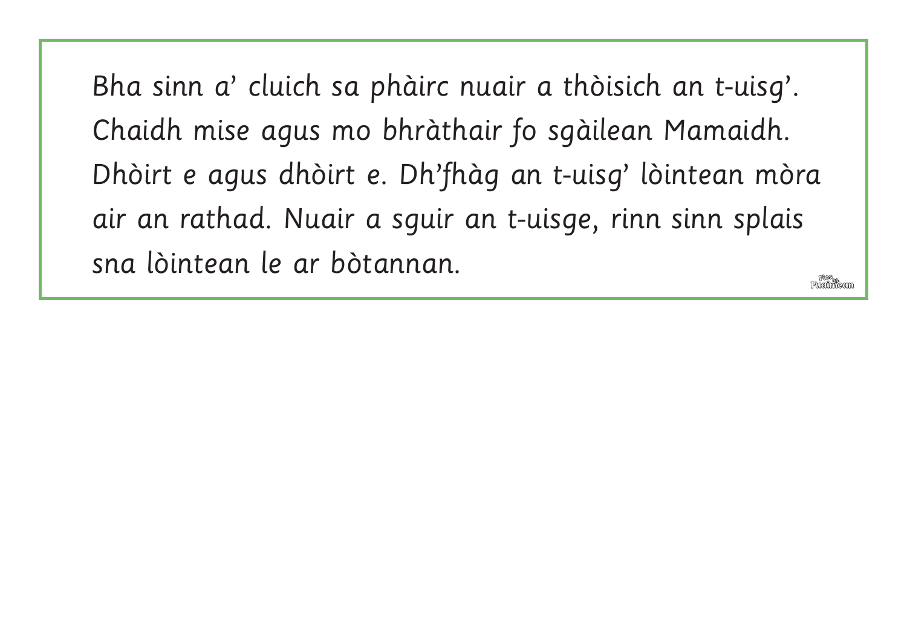Bha sinn a' cluich sa phàirc nuair a thòisich an t-uisg'. Chaidh mise agus mo bhràthair fo sgàilean Mamaidh. Dhòirt e agus dhòirt e. Dh'fhàg an t-uisg' lòintean mòra air an rathad. Nuair a sguir an t-uisge, rinn sinn splais sna lòintean le ar bòtannan.